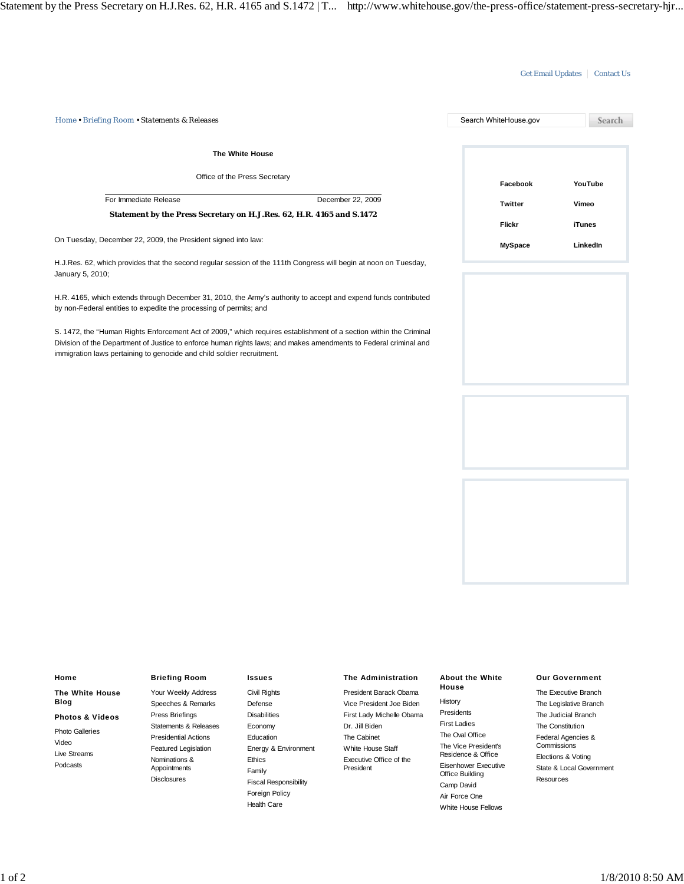Get Email Updates | Contact Us

Home • Briefing Room • Statements & Releases

**The White House**

Office of the Press Secretary

For Immediate Release December 22, 2009

## Statement by the Press Secretary on H.J.Res. 62, H.R. 4165 and S.1472

On Tuesday, December 22, 2009, the President signed into law:

H.J.Res. 62, which provides that the second regular session of the 111th Congress will begin at noon on Tuesday, January 5, 2010;

H.R. 4165, which extends through December 31, 2010, the Army's authority to accept and expend funds contributed by non-Federal entities to expedite the processing of permits; and

S. 1472, the "Human Rights Enforcement Act of 2009," which requires establishment of a section within the Criminal Division of the Department of Justice to enforce human rights laws; and makes amendments to Federal criminal and immigration laws pertaining to genocide and child soldier recruitment.

**Facebook** **YouTube**
**Twitter** **Vimeo**
**Flickr** **iTunes**
**MySpace** **LinkedIn**

**Home**

**The White House Blog**

**Photos & Videos**

- Photo Galleries
- Video
- Live Streams
- Podcasts

**Briefing Room**

- Your Weekly Address
- Speeches & Remarks
- Press Briefings
- Statements & Releases
- Presidential Actions
- Featured Legislation
- Nominations & Appointments
- Disclosures

**Issues**

- Civil Rights
- Defense
- Disabilities
- Economy
- Education
- Energy & Environment
- Ethics
- Family
- Fiscal Responsibility
- Foreign Policy
- Health Care

**The Administration**

- President Barack Obama
- Vice President Joe Biden
- First Lady Michelle Obama
- Dr. Jill Biden
- The Cabinet
- White House Staff
- Executive Office of the President

**About the White House**

- History
- Presidents
- First Ladies
- The Oval Office
- The Vice President's Residence & Office
- Eisenhower Executive Office Building
- Camp David
- Air Force One
- White House Fellows

**Our Government**

- The Executive Branch
- The Legislative Branch
- The Judicial Branch
- The Constitution
- Federal Agencies & Commissions
- Elections & Voting
- State & Local Government
- Resources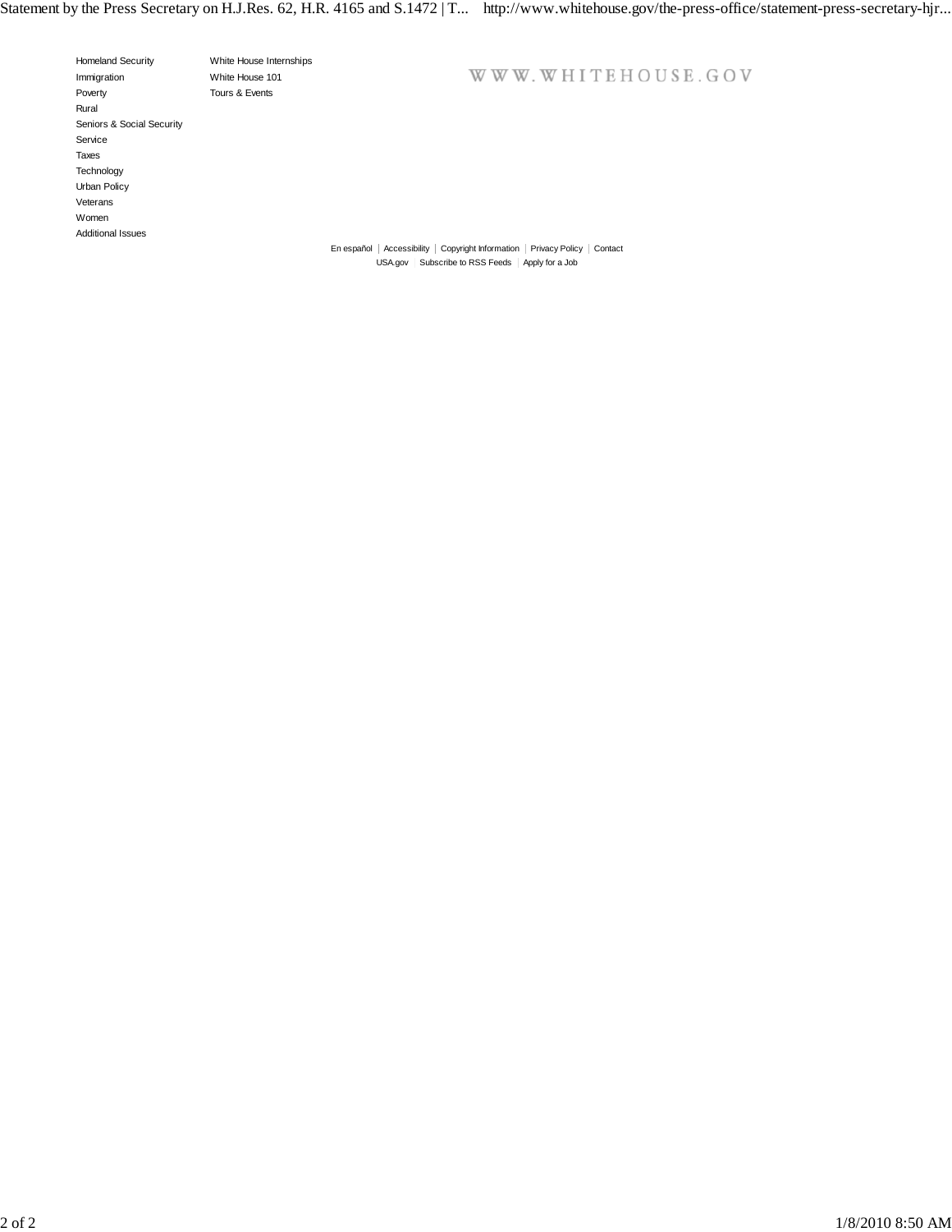Homeland Security
Immigration
Poverty
Rural
Seniors & Social Security
Service
Taxes
Technology
Urban Policy
Veterans
Women
Additional Issues

White House Internships
White House 101
Tours & Events

WWW.WHITEHOUSE.GOV

En español | Accessibility | Copyright Information | Privacy Policy | Contact
USA.gov | Subscribe to RSS Feeds | Apply for a Job